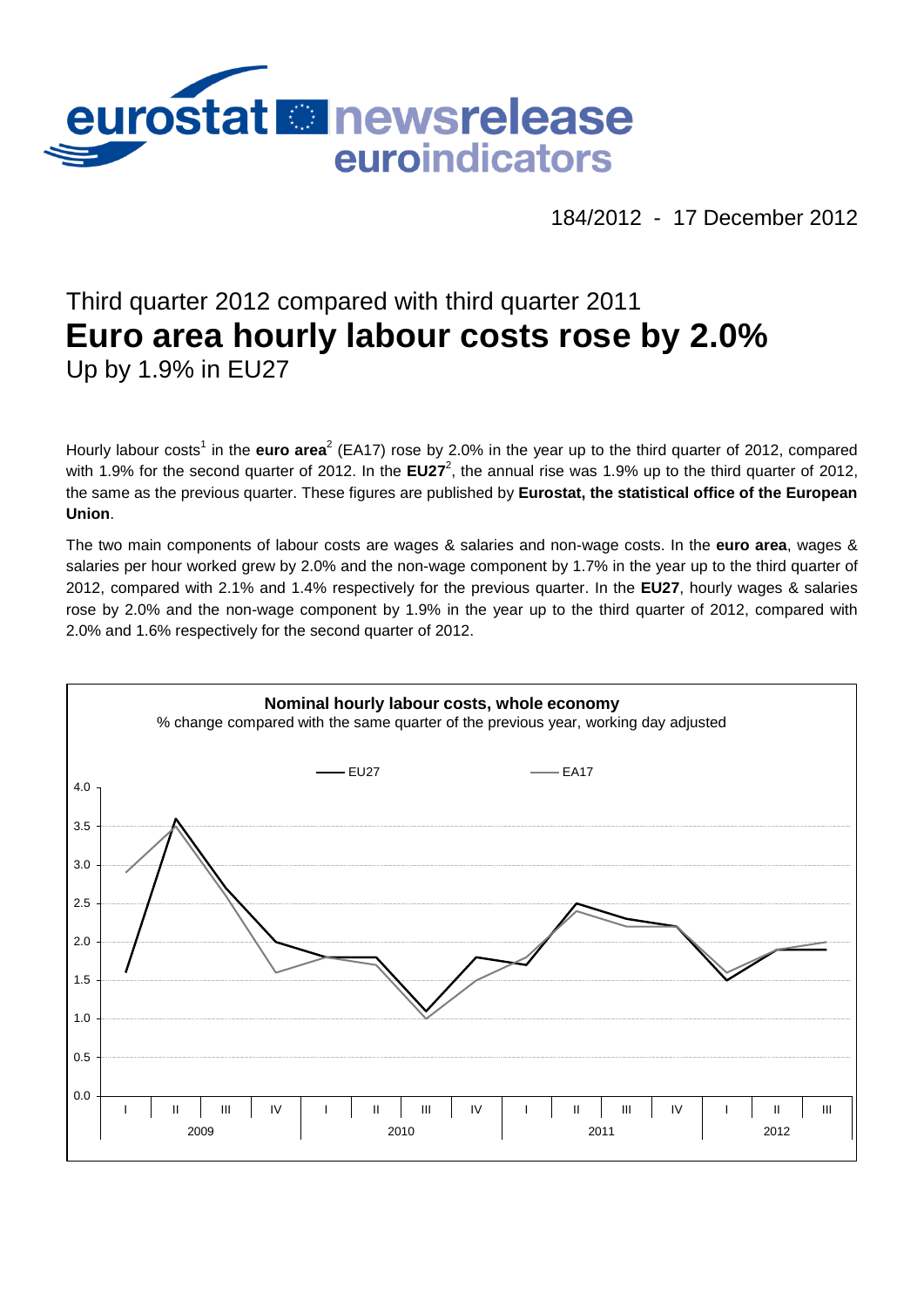eurostat newsrelease euroindicators

184/2012 - 17 December 2012

# Third quarter 2012 compared with third quarter 2011
# **Euro area hourly labour costs rose by 2.0%**
## Up by 1.9% in EU27

Hourly labour costs[1] in the **euro area**[2] (EA17) rose by 2.0% in the year up to the third quarter of 2012, compared with 1.9% for the second quarter of 2012. In the **EU27**[2], the annual rise was 1.9% up to the third quarter of 2012, the same as the previous quarter. These figures are published by **Eurostat, the statistical office of the European Union**.

The two main components of labour costs are wages & salaries and non-wage costs. In the **euro area**, wages & salaries per hour worked grew by 2.0% and the non-wage component by 1.7% in the year up to the third quarter of 2012, compared with 2.1% and 1.4% respectively for the previous quarter. In the **EU27**, hourly wages & salaries rose by 2.0% and the non-wage component by 1.9% in the year up to the third quarter of 2012, compared with 2.0% and 1.6% respectively for the second quarter of 2012.

**Nominal hourly labour costs, whole economy**

% change compared with the same quarter of the previous year, working day adjusted

| Year | Quarter | EU27 | EA17 |
|---|---|---|---|
| 2009 | I | 1.6 | 2.9 |
| | II | 3.6 | 3.5 |
| | III | 2.7 | 2.6 |
| | IV | 2.0 | 1.6 |
| 2010 | I | 1.8 | 1.8 |
| | II | 1.8 | 1.7 |
| | III | 1.1 | 1.0 |
| | IV | 1.8 | 1.5 |
| 2011 | I | 1.7 | 1.8 |
| | II | 2.5 | 2.4 |
| | III | 2.3 | 2.2 |
| | IV | 2.2 | 2.2 |
| 2012 | I | 1.5 | 1.6 |
| | II | 1.9 | 1.9 |
| | III | 1.9 | 2.0 |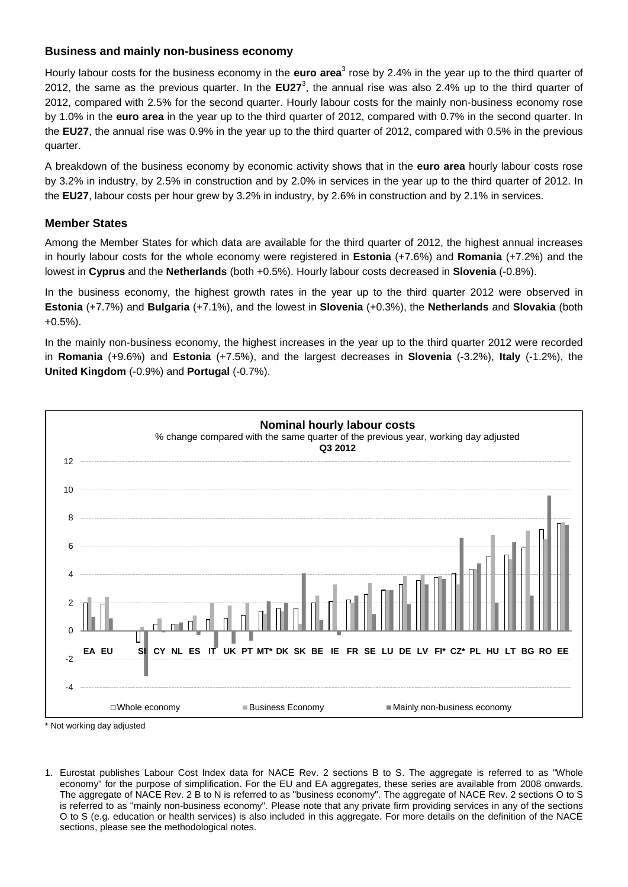### Business and mainly non-business economy

Hourly labour costs for the business economy in the **euro area**[3] rose by 2.4% in the year up to the third quarter of 2012, the same as the previous quarter. In the **EU27**[3], the annual rise was also 2.4% up to the third quarter of 2012, compared with 2.5% for the second quarter. Hourly labour costs for the mainly non-business economy rose by 1.0% in the **euro area** in the year up to the third quarter of 2012, compared with 0.7% in the second quarter. In the **EU27**, the annual rise was 0.9% in the year up to the third quarter of 2012, compared with 0.5% in the previous quarter.

A breakdown of the business economy by economic activity shows that in the **euro area** hourly labour costs rose by 3.2% in industry, by 2.5% in construction and by 2.0% in services in the year up to the third quarter of 2012. In the **EU27**, labour costs per hour grew by 3.2% in industry, by 2.6% in construction and by 2.1% in services.

### Member States

Among the Member States for which data are available for the third quarter of 2012, the highest annual increases in hourly labour costs for the whole economy were registered in **Estonia** (+7.6%) and **Romania** (+7.2%) and the lowest in **Cyprus** and the **Netherlands** (both +0.5%). Hourly labour costs decreased in **Slovenia** (-0.8%).

In the business economy, the highest growth rates in the year up to the third quarter 2012 were observed in **Estonia** (+7.7%) and **Bulgaria** (+7.1%), and the lowest in **Slovenia** (+0.3%), the **Netherlands** and **Slovakia** (both +0.5%).

In the mainly non-business economy, the highest increases in the year up to the third quarter 2012 were recorded in **Romania** (+9.6%) and **Estonia** (+7.5%), and the largest decreases in **Slovenia** (-3.2%), **Italy** (-1.2%), the **United Kingdom** (-0.9%) and **Portugal** (-0.7%).

**Nominal hourly labour costs**
% change compared with the same quarter of the previous year, working day adjusted
**Q3 2012**

Series: Whole economy; Business Economy; Mainly non-business economy

Countries: EA, EU, SI, CY, NL, ES, IT, UK, PT, MT*, DK, SK, BE, IE, FR, SE, LU, DE, LV, FI*, CZ*, PL, HU, LT, BG, RO, EE

\* Not working day adjusted

1. Eurostat publishes Labour Cost Index data for NACE Rev. 2 sections B to S. The aggregate is referred to as "Whole economy" for the purpose of simplification. For the EU and EA aggregates, these series are available from 2008 onwards. The aggregate of NACE Rev. 2 B to N is referred to as "business economy". The aggregate of NACE Rev. 2 sections O to S is referred to as "mainly non-business economy". Please note that any private firm providing services in any of the sections O to S (e.g. education or health services) is also included in this aggregate. For more details on the definition of the NACE sections, please see the methodological notes.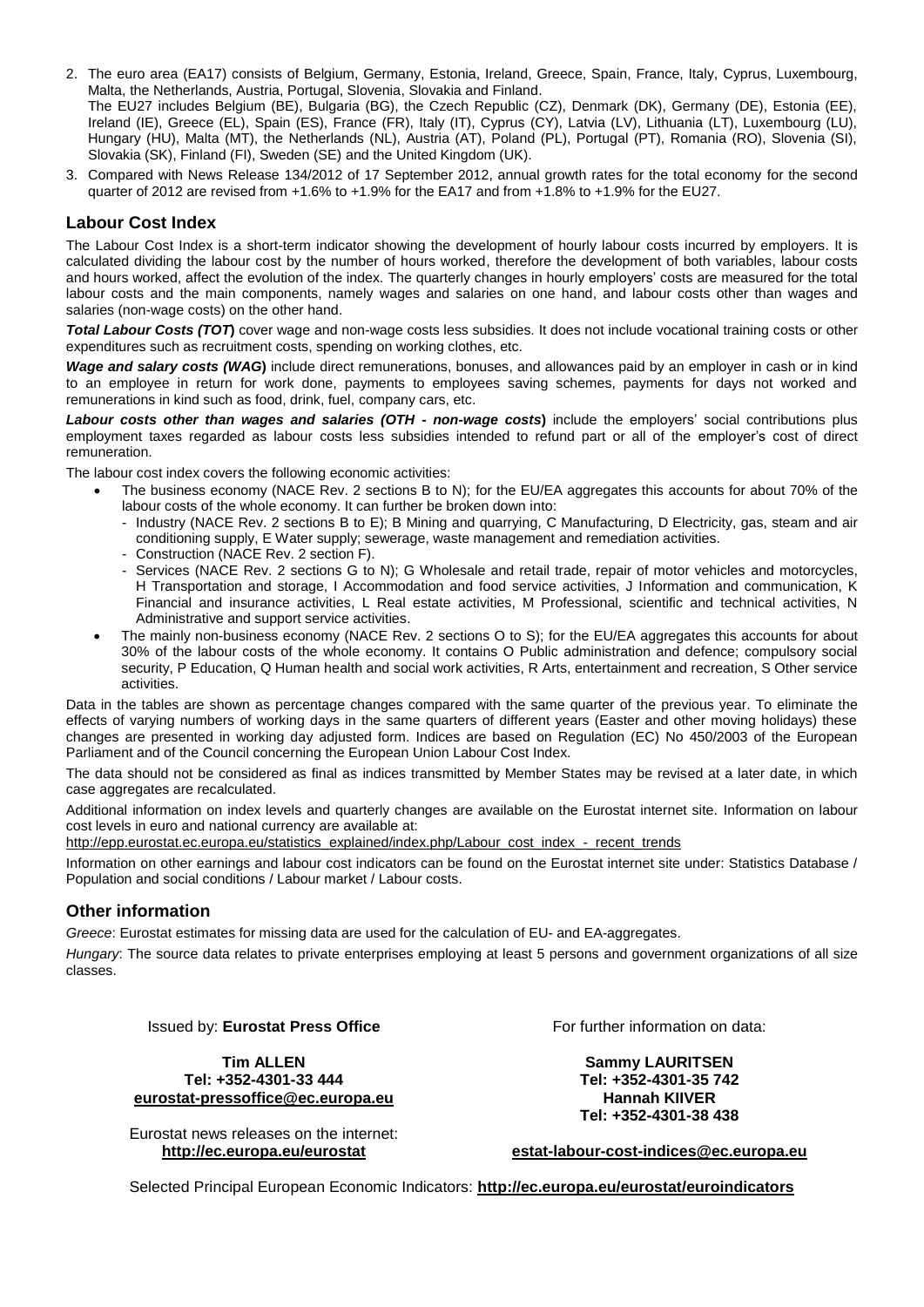2. The euro area (EA17) consists of Belgium, Germany, Estonia, Ireland, Greece, Spain, France, Italy, Cyprus, Luxembourg, Malta, the Netherlands, Austria, Portugal, Slovenia, Slovakia and Finland.
   The EU27 includes Belgium (BE), Bulgaria (BG), the Czech Republic (CZ), Denmark (DK), Germany (DE), Estonia (EE), Ireland (IE), Greece (EL), Spain (ES), France (FR), Italy (IT), Cyprus (CY), Latvia (LV), Lithuania (LT), Luxembourg (LU), Hungary (HU), Malta (MT), the Netherlands (NL), Austria (AT), Poland (PL), Portugal (PT), Romania (RO), Slovenia (SI), Slovakia (SK), Finland (FI), Sweden (SE) and the United Kingdom (UK).
3. Compared with News Release 134/2012 of 17 September 2012, annual growth rates for the total economy for the second quarter of 2012 are revised from +1.6% to +1.9% for the EA17 and from +1.8% to +1.9% for the EU27.

## Labour Cost Index

The Labour Cost Index is a short-term indicator showing the development of hourly labour costs incurred by employers. It is calculated dividing the labour cost by the number of hours worked, therefore the development of both variables, labour costs and hours worked, affect the evolution of the index. The quarterly changes in hourly employers' costs are measured for the total labour costs and the main components, namely wages and salaries on one hand, and labour costs other than wages and salaries (non-wage costs) on the other hand.

***Total Labour Costs (TOT)*** cover wage and non-wage costs less subsidies. It does not include vocational training costs or other expenditures such as recruitment costs, spending on working clothes, etc.

***Wage and salary costs (WAG)*** include direct remunerations, bonuses, and allowances paid by an employer in cash or in kind to an employee in return for work done, payments to employees saving schemes, payments for days not worked and remunerations in kind such as food, drink, fuel, company cars, etc.

***Labour costs other than wages and salaries (OTH - non-wage costs)*** include the employers' social contributions plus employment taxes regarded as labour costs less subsidies intended to refund part or all of the employer's cost of direct remuneration.

The labour cost index covers the following economic activities:

- The business economy (NACE Rev. 2 sections B to N); for the EU/EA aggregates this accounts for about 70% of the labour costs of the whole economy. It can further be broken down into:
  - Industry (NACE Rev. 2 sections B to E); B Mining and quarrying, C Manufacturing, D Electricity, gas, steam and air conditioning supply, E Water supply; sewerage, waste management and remediation activities.
  - Construction (NACE Rev. 2 section F).
  - Services (NACE Rev. 2 sections G to N); G Wholesale and retail trade, repair of motor vehicles and motorcycles, H Transportation and storage, I Accommodation and food service activities, J Information and communication, K Financial and insurance activities, L Real estate activities, M Professional, scientific and technical activities, N Administrative and support service activities.
- The mainly non-business economy (NACE Rev. 2 sections O to S); for the EU/EA aggregates this accounts for about 30% of the labour costs of the whole economy. It contains O Public administration and defence; compulsory social security, P Education, Q Human health and social work activities, R Arts, entertainment and recreation, S Other service activities.

Data in the tables are shown as percentage changes compared with the same quarter of the previous year. To eliminate the effects of varying numbers of working days in the same quarters of different years (Easter and other moving holidays) these changes are presented in working day adjusted form. Indices are based on Regulation (EC) No 450/2003 of the European Parliament and of the Council concerning the European Union Labour Cost Index.

The data should not be considered as final as indices transmitted by Member States may be revised at a later date, in which case aggregates are recalculated.

Additional information on index levels and quarterly changes are available on the Eurostat internet site. Information on labour cost levels in euro and national currency are available at:
http://epp.eurostat.ec.europa.eu/statistics_explained/index.php/Labour_cost_index_-_recent_trends

Information on other earnings and labour cost indicators can be found on the Eurostat internet site under: Statistics Database / Population and social conditions / Labour market / Labour costs.

## Other information

*Greece*: Eurostat estimates for missing data are used for the calculation of EU- and EA-aggregates.

*Hungary*: The source data relates to private enterprises employing at least 5 persons and government organizations of all size classes.

Issued by: **Eurostat Press Office**

**Tim ALLEN**
**Tel: +352-4301-33 444**
**eurostat-pressoffice@ec.europa.eu**

Eurostat news releases on the internet:
**http://ec.europa.eu/eurostat**

For further information on data:

**Sammy LAURITSEN**
**Tel: +352-4301-35 742**
**Hannah KIIVER**
**Tel: +352-4301-38 438**

**estat-labour-cost-indices@ec.europa.eu**

Selected Principal European Economic Indicators: **http://ec.europa.eu/eurostat/euroindicators**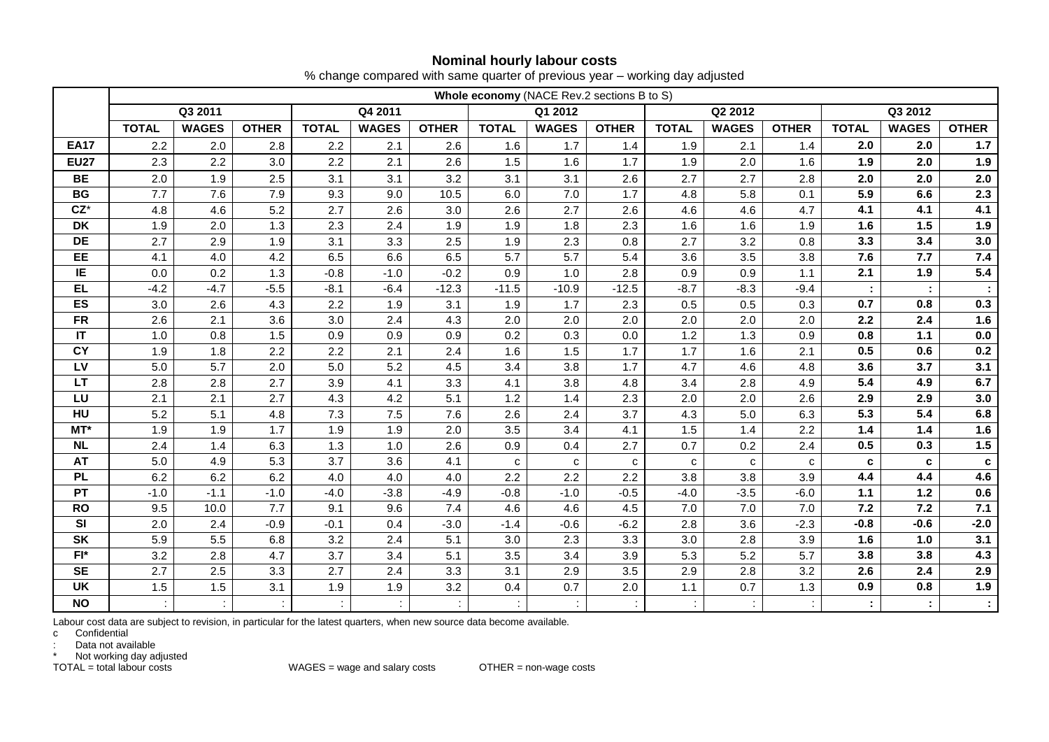**Nominal hourly labour costs**

% change compared with same quarter of previous year – working day adjusted

| | Whole economy (NACE Rev.2 sections B to S) | | | | | | | | | | | | | | |
|---|---|---|---|---|---|---|---|---|---|---|---|---|---|---|---|
| | Q3 2011 | | | Q4 2011 | | | Q1 2012 | | | Q2 2012 | | | Q3 2012 | | |
| | TOTAL | WAGES | OTHER | TOTAL | WAGES | OTHER | TOTAL | WAGES | OTHER | TOTAL | WAGES | OTHER | TOTAL | WAGES | OTHER |
| **EA17** | 2.2 | 2.0 | 2.8 | 2.2 | 2.1 | 2.6 | 1.6 | 1.7 | 1.4 | 1.9 | 2.1 | 1.4 | **2.0** | **2.0** | **1.7** |
| **EU27** | 2.3 | 2.2 | 3.0 | 2.2 | 2.1 | 2.6 | 1.5 | 1.6 | 1.7 | 1.9 | 2.0 | 1.6 | **1.9** | **2.0** | **1.9** |
| **BE** | 2.0 | 1.9 | 2.5 | 3.1 | 3.1 | 3.2 | 3.1 | 3.1 | 2.6 | 2.7 | 2.7 | 2.8 | **2.0** | **2.0** | **2.0** |
| **BG** | 7.7 | 7.6 | 7.9 | 9.3 | 9.0 | 10.5 | 6.0 | 7.0 | 1.7 | 4.8 | 5.8 | 0.1 | **5.9** | **6.6** | **2.3** |
| **CZ*** | 4.8 | 4.6 | 5.2 | 2.7 | 2.6 | 3.0 | 2.6 | 2.7 | 2.6 | 4.6 | 4.6 | 4.7 | **4.1** | **4.1** | **4.1** |
| **DK** | 1.9 | 2.0 | 1.3 | 2.3 | 2.4 | 1.9 | 1.9 | 1.8 | 2.3 | 1.6 | 1.6 | 1.9 | **1.6** | **1.5** | **1.9** |
| **DE** | 2.7 | 2.9 | 1.9 | 3.1 | 3.3 | 2.5 | 1.9 | 2.3 | 0.8 | 2.7 | 3.2 | 0.8 | **3.3** | **3.4** | **3.0** |
| **EE** | 4.1 | 4.0 | 4.2 | 6.5 | 6.6 | 6.5 | 5.7 | 5.7 | 5.4 | 3.6 | 3.5 | 3.8 | **7.6** | **7.7** | **7.4** |
| **IE** | 0.0 | 0.2 | 1.3 | -0.8 | -1.0 | -0.2 | 0.9 | 1.0 | 2.8 | 0.9 | 0.9 | 1.1 | **2.1** | **1.9** | **5.4** |
| **EL** | -4.2 | -4.7 | -5.5 | -8.1 | -6.4 | -12.3 | -11.5 | -10.9 | -12.5 | -8.7 | -8.3 | -9.4 | **:** | **:** | **:** |
| **ES** | 3.0 | 2.6 | 4.3 | 2.2 | 1.9 | 3.1 | 1.9 | 1.7 | 2.3 | 0.5 | 0.5 | 0.3 | **0.7** | **0.8** | **0.3** |
| **FR** | 2.6 | 2.1 | 3.6 | 3.0 | 2.4 | 4.3 | 2.0 | 2.0 | 2.0 | 2.0 | 2.0 | 2.0 | **2.2** | **2.4** | **1.6** |
| **IT** | 1.0 | 0.8 | 1.5 | 0.9 | 0.9 | 0.9 | 0.2 | 0.3 | 0.0 | 1.2 | 1.3 | 0.9 | **0.8** | **1.1** | **0.0** |
| **CY** | 1.9 | 1.8 | 2.2 | 2.2 | 2.1 | 2.4 | 1.6 | 1.5 | 1.7 | 1.7 | 1.6 | 2.1 | **0.5** | **0.6** | **0.2** |
| **LV** | 5.0 | 5.7 | 2.0 | 5.0 | 5.2 | 4.5 | 3.4 | 3.8 | 1.7 | 4.7 | 4.6 | 4.8 | **3.6** | **3.7** | **3.1** |
| **LT** | 2.8 | 2.8 | 2.7 | 3.9 | 4.1 | 3.3 | 4.1 | 3.8 | 4.8 | 3.4 | 2.8 | 4.9 | **5.4** | **4.9** | **6.7** |
| **LU** | 2.1 | 2.1 | 2.7 | 4.3 | 4.2 | 5.1 | 1.2 | 1.4 | 2.3 | 2.0 | 2.0 | 2.6 | **2.9** | **2.9** | **3.0** |
| **HU** | 5.2 | 5.1 | 4.8 | 7.3 | 7.5 | 7.6 | 2.6 | 2.4 | 3.7 | 4.3 | 5.0 | 6.3 | **5.3** | **5.4** | **6.8** |
| **MT*** | 1.9 | 1.9 | 1.7 | 1.9 | 1.9 | 2.0 | 3.5 | 3.4 | 4.1 | 1.5 | 1.4 | 2.2 | **1.4** | **1.4** | **1.6** |
| **NL** | 2.4 | 1.4 | 6.3 | 1.3 | 1.0 | 2.6 | 0.9 | 0.4 | 2.7 | 0.7 | 0.2 | 2.4 | **0.5** | **0.3** | **1.5** |
| **AT** | 5.0 | 4.9 | 5.3 | 3.7 | 3.6 | 4.1 | c | c | c | c | c | c | **c** | **c** | **c** |
| **PL** | 6.2 | 6.2 | 6.2 | 4.0 | 4.0 | 4.0 | 2.2 | 2.2 | 2.2 | 3.8 | 3.8 | 3.9 | **4.4** | **4.4** | **4.6** |
| **PT** | -1.0 | -1.1 | -1.0 | -4.0 | -3.8 | -4.9 | -0.8 | -1.0 | -0.5 | -4.0 | -3.5 | -6.0 | **1.1** | **1.2** | **0.6** |
| **RO** | 9.5 | 10.0 | 7.7 | 9.1 | 9.6 | 7.4 | 4.6 | 4.6 | 4.5 | 7.0 | 7.0 | 7.0 | **7.2** | **7.2** | **7.1** |
| **SI** | 2.0 | 2.4 | -0.9 | -0.1 | 0.4 | -3.0 | -1.4 | -0.6 | -6.2 | 2.8 | 3.6 | -2.3 | **-0.8** | **-0.6** | **-2.0** |
| **SK** | 5.9 | 5.5 | 6.8 | 3.2 | 2.4 | 5.1 | 3.0 | 2.3 | 3.3 | 3.0 | 2.8 | 3.9 | **1.6** | **1.0** | **3.1** |
| **FI*** | 3.2 | 2.8 | 4.7 | 3.7 | 3.4 | 5.1 | 3.5 | 3.4 | 3.9 | 5.3 | 5.2 | 5.7 | **3.8** | **3.8** | **4.3** |
| **SE** | 2.7 | 2.5 | 3.3 | 2.7 | 2.4 | 3.3 | 3.1 | 2.9 | 3.5 | 2.9 | 2.8 | 3.2 | **2.6** | **2.4** | **2.9** |
| **UK** | 1.5 | 1.5 | 3.1 | 1.9 | 1.9 | 3.2 | 0.4 | 0.7 | 2.0 | 1.1 | 0.7 | 1.3 | **0.9** | **0.8** | **1.9** |
| **NO** | : | : | : | : | : | : | : | : | : | : | : | : | **:** | **:** | **:** |

Labour cost data are subject to revision, in particular for the latest quarters, when new source data become available.

c Confidential

: Data not available

* Not working day adjusted

TOTAL = total labour costs WAGES = wage and salary costs OTHER = non-wage costs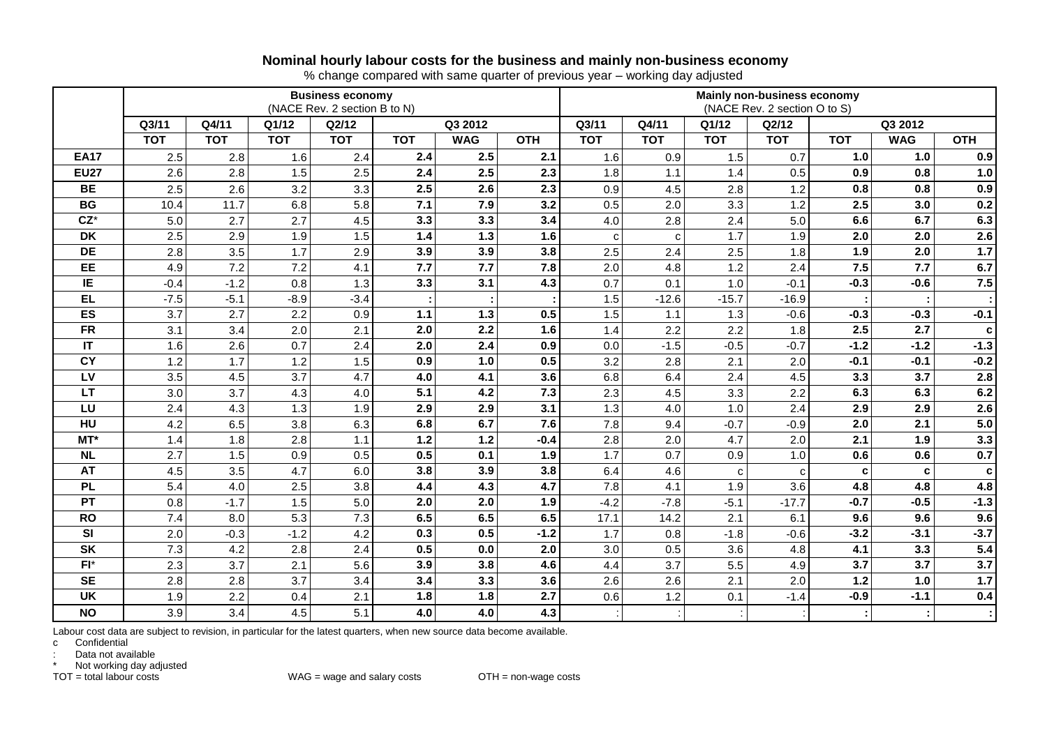**Nominal hourly labour costs for the business and mainly non-business economy**

% change compared with same quarter of previous year – working day adjusted

| | Business economy (NACE Rev. 2 section B to N) | | | | | | | Mainly non-business economy (NACE Rev. 2 section O to S) | | | | | | |
|---|---|---|---|---|---|---|---|---|---|---|---|---|---|---|
| | Q3/11 | Q4/11 | Q1/12 | Q2/12 | Q3 2012 | | | Q3/11 | Q4/11 | Q1/12 | Q2/12 | Q3 2012 | | |
| | TOT | TOT | TOT | TOT | TOT | WAG | OTH | TOT | TOT | TOT | TOT | TOT | WAG | OTH |
| **EA17** | 2.5 | 2.8 | 1.6 | 2.4 | **2.4** | **2.5** | **2.1** | 1.6 | 0.9 | 1.5 | 0.7 | **1.0** | **1.0** | **0.9** |
| **EU27** | 2.6 | 2.8 | 1.5 | 2.5 | **2.4** | **2.5** | **2.3** | 1.8 | 1.1 | 1.4 | 0.5 | **0.9** | **0.8** | **1.0** |
| **BE** | 2.5 | 2.6 | 3.2 | 3.3 | **2.5** | **2.6** | **2.3** | 0.9 | 4.5 | 2.8 | 1.2 | **0.8** | **0.8** | **0.9** |
| **BG** | 10.4 | 11.7 | 6.8 | 5.8 | **7.1** | **7.9** | **3.2** | 0.5 | 2.0 | 3.3 | 1.2 | **2.5** | **3.0** | **0.2** |
| **CZ*** | 5.0 | 2.7 | 2.7 | 4.5 | **3.3** | **3.3** | **3.4** | 4.0 | 2.8 | 2.4 | 5.0 | **6.6** | **6.7** | **6.3** |
| **DK** | 2.5 | 2.9 | 1.9 | 1.5 | **1.4** | **1.3** | **1.6** | c | c | 1.7 | 1.9 | **2.0** | **2.0** | **2.6** |
| **DE** | 2.8 | 3.5 | 1.7 | 2.9 | **3.9** | **3.9** | **3.8** | 2.5 | 2.4 | 2.5 | 1.8 | **1.9** | **2.0** | **1.7** |
| **EE** | 4.9 | 7.2 | 7.2 | 4.1 | **7.7** | **7.7** | **7.8** | 2.0 | 4.8 | 1.2 | 2.4 | **7.5** | **7.7** | **6.7** |
| **IE** | -0.4 | -1.2 | 0.8 | 1.3 | **3.3** | **3.1** | **4.3** | 0.7 | 0.1 | 1.0 | -0.1 | **-0.3** | **-0.6** | **7.5** |
| **EL** | -7.5 | -5.1 | -8.9 | -3.4 | **:** | **:** | **:** | 1.5 | -12.6 | -15.7 | -16.9 | **:** | **:** | **:** |
| **ES** | 3.7 | 2.7 | 2.2 | 0.9 | **1.1** | **1.3** | **0.5** | 1.5 | 1.1 | 1.3 | -0.6 | **-0.3** | **-0.3** | **-0.1** |
| **FR** | 3.1 | 3.4 | 2.0 | 2.1 | **2.0** | **2.2** | **1.6** | 1.4 | 2.2 | 2.2 | 1.8 | **2.5** | **2.7** | **c** |
| **IT** | 1.6 | 2.6 | 0.7 | 2.4 | **2.0** | **2.4** | **0.9** | 0.0 | -1.5 | -0.5 | -0.7 | **-1.2** | **-1.2** | **-1.3** |
| **CY** | 1.2 | 1.7 | 1.2 | 1.5 | **0.9** | **1.0** | **0.5** | 3.2 | 2.8 | 2.1 | 2.0 | **-0.1** | **-0.1** | **-0.2** |
| **LV** | 3.5 | 4.5 | 3.7 | 4.7 | **4.0** | **4.1** | **3.6** | 6.8 | 6.4 | 2.4 | 4.5 | **3.3** | **3.7** | **2.8** |
| **LT** | 3.0 | 3.7 | 4.3 | 4.0 | **5.1** | **4.2** | **7.3** | 2.3 | 4.5 | 3.3 | 2.2 | **6.3** | **6.3** | **6.2** |
| **LU** | 2.4 | 4.3 | 1.3 | 1.9 | **2.9** | **2.9** | **3.1** | 1.3 | 4.0 | 1.0 | 2.4 | **2.9** | **2.9** | **2.6** |
| **HU** | 4.2 | 6.5 | 3.8 | 6.3 | **6.8** | **6.7** | **7.6** | 7.8 | 9.4 | -0.7 | -0.9 | **2.0** | **2.1** | **5.0** |
| **MT*** | 1.4 | 1.8 | 2.8 | 1.1 | **1.2** | **1.2** | **-0.4** | 2.8 | 2.0 | 4.7 | 2.0 | **2.1** | **1.9** | **3.3** |
| **NL** | 2.7 | 1.5 | 0.9 | 0.5 | **0.5** | **0.1** | **1.9** | 1.7 | 0.7 | 0.9 | 1.0 | **0.6** | **0.6** | **0.7** |
| **AT** | 4.5 | 3.5 | 4.7 | 6.0 | **3.8** | **3.9** | **3.8** | 6.4 | 4.6 | c | c | **c** | **c** | **c** |
| **PL** | 5.4 | 4.0 | 2.5 | 3.8 | **4.4** | **4.3** | **4.7** | 7.8 | 4.1 | 1.9 | 3.6 | **4.8** | **4.8** | **4.8** |
| **PT** | 0.8 | -1.7 | 1.5 | 5.0 | **2.0** | **2.0** | **1.9** | -4.2 | -7.8 | -5.1 | -17.7 | **-0.7** | **-0.5** | **-1.3** |
| **RO** | 7.4 | 8.0 | 5.3 | 7.3 | **6.5** | **6.5** | **6.5** | 17.1 | 14.2 | 2.1 | 6.1 | **9.6** | **9.6** | **9.6** |
| **SI** | 2.0 | -0.3 | -1.2 | 4.2 | **0.3** | **0.5** | **-1.2** | 1.7 | 0.8 | -1.8 | -0.6 | **-3.2** | **-3.1** | **-3.7** |
| **SK** | 7.3 | 4.2 | 2.8 | 2.4 | **0.5** | **0.0** | **2.0** | 3.0 | 0.5 | 3.6 | 4.8 | **4.1** | **3.3** | **5.4** |
| **FI*** | 2.3 | 3.7 | 2.1 | 5.6 | **3.9** | **3.8** | **4.6** | 4.4 | 3.7 | 5.5 | 4.9 | **3.7** | **3.7** | **3.7** |
| **SE** | 2.8 | 2.8 | 3.7 | 3.4 | **3.4** | **3.3** | **3.6** | 2.6 | 2.6 | 2.1 | 2.0 | **1.2** | **1.0** | **1.7** |
| **UK** | 1.9 | 2.2 | 0.4 | 2.1 | **1.8** | **1.8** | **2.7** | 0.6 | 1.2 | 0.1 | -1.4 | **-0.9** | **-1.1** | **0.4** |
| **NO** | 3.9 | 3.4 | 4.5 | 5.1 | **4.0** | **4.0** | **4.3** | : | : | : | : | **:** | **:** | **:** |

Labour cost data are subject to revision, in particular for the latest quarters, when new source data become available.

c Confidential

: Data not available

* Not working day adjusted

TOT = total labour costs WAG = wage and salary costs OTH = non-wage costs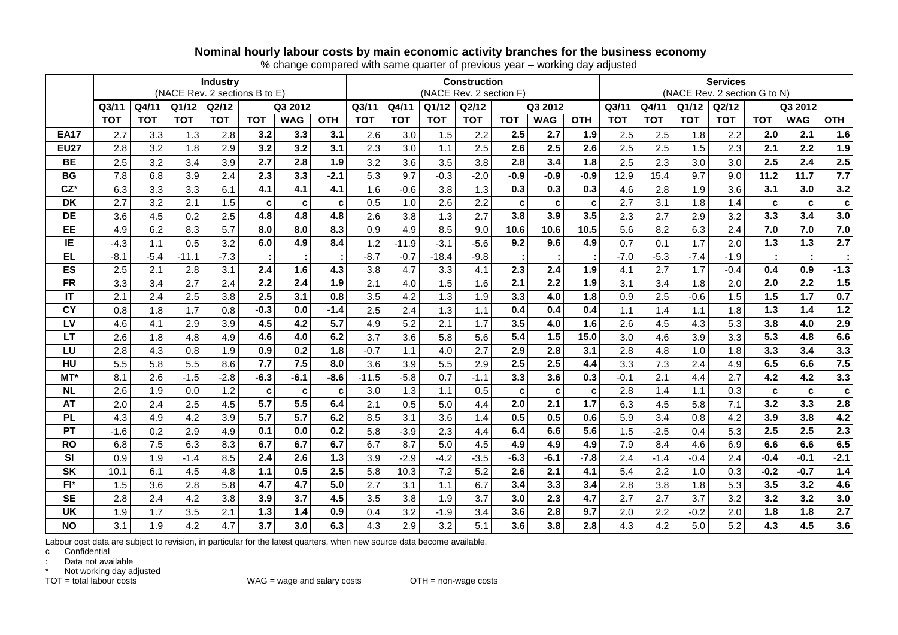# Nominal hourly labour costs by main economic activity branches for the business economy

% change compared with same quarter of previous year – working day adjusted

| | Industry (NACE Rev. 2 sections B to E) | | | | | | | Construction (NACE Rev. 2 section F) | | | | | | | Services (NACE Rev. 2 section G to N) | | | | | | |
|---|---|---|---|---|---|---|---|---|---|---|---|---|---|---|---|---|---|---|---|---|---|
| | Q3/11 | Q4/11 | Q1/12 | Q2/12 | Q3 2012 | | | Q3/11 | Q4/11 | Q1/12 | Q2/12 | Q3 2012 | | | Q3/11 | Q4/11 | Q1/12 | Q2/12 | Q3 2012 | | |
| | TOT | TOT | TOT | TOT | TOT | WAG | OTH | TOT | TOT | TOT | TOT | TOT | WAG | OTH | TOT | TOT | TOT | TOT | TOT | WAG | OTH |
| **EA17** | 2.7 | 3.3 | 1.3 | 2.8 | **3.2** | **3.3** | **3.1** | 2.6 | 3.0 | 1.5 | 2.2 | **2.5** | **2.7** | **1.9** | 2.5 | 2.5 | 1.8 | 2.2 | **2.0** | **2.1** | **1.6** |
| **EU27** | 2.8 | 3.2 | 1.8 | 2.9 | **3.2** | **3.2** | **3.1** | 2.3 | 3.0 | 1.1 | 2.5 | **2.6** | **2.5** | **2.6** | 2.5 | 2.5 | 1.5 | 2.3 | **2.1** | **2.2** | **1.9** |
| **BE** | 2.5 | 3.2 | 3.4 | 3.9 | **2.7** | **2.8** | **1.9** | 3.2 | 3.6 | 3.5 | 3.8 | **2.8** | **3.4** | **1.8** | 2.5 | 2.3 | 3.0 | 3.0 | **2.5** | **2.4** | **2.5** |
| **BG** | 7.8 | 6.8 | 3.9 | 2.4 | **2.3** | **3.3** | **-2.1** | 5.3 | 9.7 | -0.3 | -2.0 | **-0.9** | **-0.9** | **-0.9** | 12.9 | 15.4 | 9.7 | 9.0 | **11.2** | **11.7** | **7.7** |
| **CZ*** | 6.3 | 3.3 | 3.3 | 6.1 | **4.1** | **4.1** | **4.1** | 1.6 | -0.6 | 3.8 | 1.3 | **0.3** | **0.3** | **0.3** | 4.6 | 2.8 | 1.9 | 3.6 | **3.1** | **3.0** | **3.2** |
| **DK** | 2.7 | 3.2 | 2.1 | 1.5 | **c** | **c** | **c** | 0.5 | 1.0 | 2.6 | 2.2 | **c** | **c** | **c** | 2.7 | 3.1 | 1.8 | 1.4 | **c** | **c** | **c** |
| **DE** | 3.6 | 4.5 | 0.2 | 2.5 | **4.8** | **4.8** | **4.8** | 2.6 | 3.8 | 1.3 | 2.7 | **3.8** | **3.9** | **3.5** | 2.3 | 2.7 | 2.9 | 3.2 | **3.3** | **3.4** | **3.0** |
| **EE** | 4.9 | 6.2 | 8.3 | 5.7 | **8.0** | **8.0** | **8.3** | 0.9 | 4.9 | 8.5 | 9.0 | **10.6** | **10.6** | **10.5** | 5.6 | 8.2 | 6.3 | 2.4 | **7.0** | **7.0** | **7.0** |
| **IE** | -4.3 | 1.1 | 0.5 | 3.2 | **6.0** | **4.9** | **8.4** | 1.2 | -11.9 | -3.1 | -5.6 | **9.2** | **9.6** | **4.9** | 0.7 | 0.1 | 1.7 | 2.0 | **1.3** | **1.3** | **2.7** |
| **EL** | -8.1 | -5.4 | -11.1 | -7.3 | **:** | **:** | **:** | -8.7 | -0.7 | -18.4 | -9.8 | **:** | **:** | **:** | -7.0 | -5.3 | -7.4 | -1.9 | **:** | **:** | **:** |
| **ES** | 2.5 | 2.1 | 2.8 | 3.1 | **2.4** | **1.6** | **4.3** | 3.8 | 4.7 | 3.3 | 4.1 | **2.3** | **2.4** | **1.9** | 4.1 | 2.7 | 1.7 | -0.4 | **0.4** | **0.9** | **-1.3** |
| **FR** | 3.3 | 3.4 | 2.7 | 2.4 | **2.2** | **2.4** | **1.9** | 2.1 | 4.0 | 1.5 | 1.6 | **2.1** | **2.2** | **1.9** | 3.1 | 3.4 | 1.8 | 2.0 | **2.0** | **2.2** | **1.5** |
| **IT** | 2.1 | 2.4 | 2.5 | 3.8 | **2.5** | **3.1** | **0.8** | 3.5 | 4.2 | 1.3 | 1.9 | **3.3** | **4.0** | **1.8** | 0.9 | 2.5 | -0.6 | 1.5 | **1.5** | **1.7** | **0.7** |
| **CY** | 0.8 | 1.8 | 1.7 | 0.8 | **-0.3** | **0.0** | **-1.4** | 2.5 | 2.4 | 1.3 | 1.1 | **0.4** | **0.4** | **0.4** | 1.1 | 1.4 | 1.1 | 1.8 | **1.3** | **1.4** | **1.2** |
| **LV** | 4.6 | 4.1 | 2.9 | 3.9 | **4.5** | **4.2** | **5.7** | 4.9 | 5.2 | 2.1 | 1.7 | **3.5** | **4.0** | **1.6** | 2.6 | 4.5 | 4.3 | 5.3 | **3.8** | **4.0** | **2.9** |
| **LT** | 2.6 | 1.8 | 4.8 | 4.9 | **4.6** | **4.0** | **6.2** | 3.7 | 3.6 | 5.8 | 5.6 | **5.4** | **1.5** | **15.0** | 3.0 | 4.6 | 3.9 | 3.3 | **5.3** | **4.8** | **6.6** |
| **LU** | 2.8 | 4.3 | 0.8 | 1.9 | **0.9** | **0.2** | **1.8** | -0.7 | 1.1 | 4.0 | 2.7 | **2.9** | **2.8** | **3.1** | 2.8 | 4.8 | 1.0 | 1.8 | **3.3** | **3.4** | **3.3** |
| **HU** | 5.5 | 5.8 | 5.5 | 8.6 | **7.7** | **7.5** | **8.0** | 3.6 | 3.9 | 5.5 | 2.9 | **2.5** | **2.5** | **4.4** | 3.3 | 7.3 | 2.4 | 4.9 | **6.5** | **6.6** | **7.5** |
| **MT*** | 8.1 | 2.6 | -1.5 | -2.8 | **-6.3** | **-6.1** | **-8.6** | -11.5 | -5.8 | 0.7 | -1.1 | **3.3** | **3.6** | **0.3** | -0.1 | 2.1 | 4.4 | 2.7 | **4.2** | **4.2** | **3.3** |
| **NL** | 2.6 | 1.9 | 0.0 | 1.2 | **c** | **c** | **c** | 3.0 | 1.3 | 1.1 | 0.5 | **c** | **c** | **c** | 2.8 | 1.4 | 1.1 | 0.3 | **c** | **c** | **c** |
| **AT** | 2.0 | 2.4 | 2.5 | 4.5 | **5.7** | **5.5** | **6.4** | 2.1 | 0.5 | 5.0 | 4.4 | **2.0** | **2.1** | **1.7** | 6.3 | 4.5 | 5.8 | 7.1 | **3.2** | **3.3** | **2.8** |
| **PL** | 4.3 | 4.9 | 4.2 | 3.9 | **5.7** | **5.7** | **6.2** | 8.5 | 3.1 | 3.6 | 1.4 | **0.5** | **0.5** | **0.6** | 5.9 | 3.4 | 0.8 | 4.2 | **3.9** | **3.8** | **4.2** |
| **PT** | -1.6 | 0.2 | 2.9 | 4.9 | **0.1** | **0.0** | **0.2** | 5.8 | -3.9 | 2.3 | 4.4 | **6.4** | **6.6** | **5.6** | 1.5 | -2.5 | 0.4 | 5.3 | **2.5** | **2.5** | **2.3** |
| **RO** | 6.8 | 7.5 | 6.3 | 8.3 | **6.7** | **6.7** | **6.7** | 6.7 | 8.7 | 5.0 | 4.5 | **4.9** | **4.9** | **4.9** | 7.9 | 8.4 | 4.6 | 6.9 | **6.6** | **6.6** | **6.5** |
| **SI** | 0.9 | 1.9 | -1.4 | 8.5 | **2.4** | **2.6** | **1.3** | 3.9 | -2.9 | -4.2 | -3.5 | **-6.3** | **-6.1** | **-7.8** | 2.4 | -1.4 | -0.4 | 2.4 | **-0.4** | **-0.1** | **-2.1** |
| **SK** | 10.1 | 6.1 | 4.5 | 4.8 | **1.1** | **0.5** | **2.5** | 5.8 | 10.3 | 7.2 | 5.2 | **2.6** | **2.1** | **4.1** | 5.4 | 2.2 | 1.0 | 0.3 | **-0.2** | **-0.7** | **1.4** |
| **FI*** | 1.5 | 3.6 | 2.8 | 5.8 | **4.7** | **4.7** | **5.0** | 2.7 | 3.1 | 1.1 | 6.7 | **3.4** | **3.3** | **3.4** | 2.8 | 3.8 | 1.8 | 5.3 | **3.5** | **3.2** | **4.6** |
| **SE** | 2.8 | 2.4 | 4.2 | 3.8 | **3.9** | **3.7** | **4.5** | 3.5 | 3.8 | 1.9 | 3.7 | **3.0** | **2.3** | **4.7** | 2.7 | 2.7 | 3.7 | 3.2 | **3.2** | **3.2** | **3.0** |
| **UK** | 1.9 | 1.7 | 3.5 | 2.1 | **1.3** | **1.4** | **0.9** | 0.4 | 3.2 | -1.9 | 3.4 | **3.6** | **2.8** | **9.7** | 2.0 | 2.2 | -0.2 | 2.0 | **1.8** | **1.8** | **2.7** |
| **NO** | 3.1 | 1.9 | 4.2 | 4.7 | **3.7** | **3.0** | **6.3** | 4.3 | 2.9 | 3.2 | 5.1 | **3.6** | **3.8** | **2.8** | 4.3 | 4.2 | 5.0 | 5.2 | **4.3** | **4.5** | **3.6** |

Labour cost data are subject to revision, in particular for the latest quarters, when new source data become available.

c Confidential

: Data not available

* Not working day adjusted

TOT = total labour costs   WAG = wage and salary costs   OTH = non-wage costs